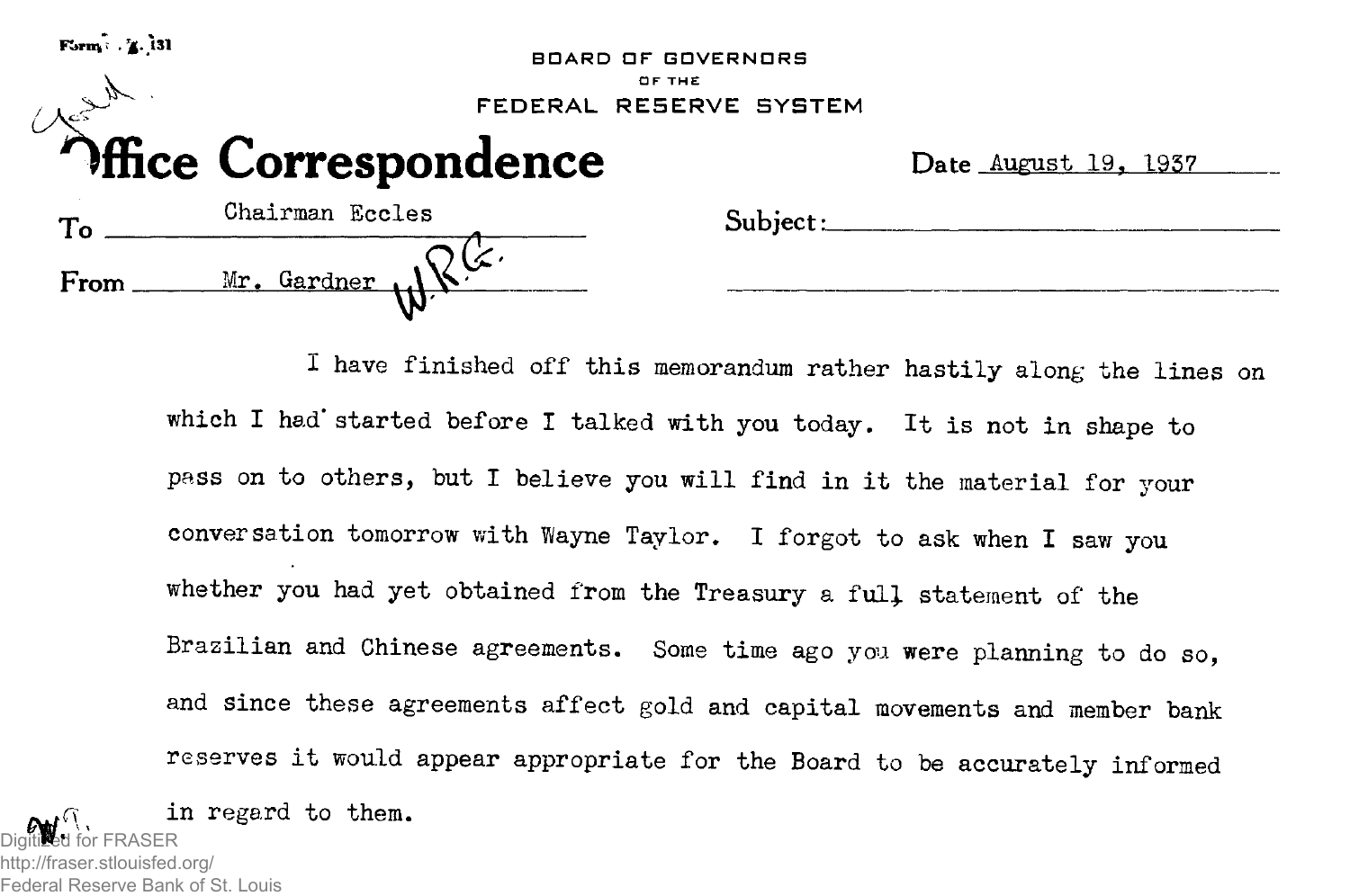BOARD OF GOVERNORS
OF THE
FEDERAL RESERVE SYSTEM

# Office Correspondence

Date August 19, 1937

To Chairman Eccles

Subject:

From Mr. Gardner

I have finished off this memorandum rather hastily along the lines on which I had started before I talked with you today. It is not in shape to pass on to others, but I believe you will find in it the material for your conversation tomorrow with Wayne Taylor. I forgot to ask when I saw you whether you had yet obtained from the Treasury a full statement of the Brazilian and Chinese agreements. Some time ago you were planning to do so, and since these agreements affect gold and capital movements and member bank reserves it would appear appropriate for the Board to be accurately informed in regard to them.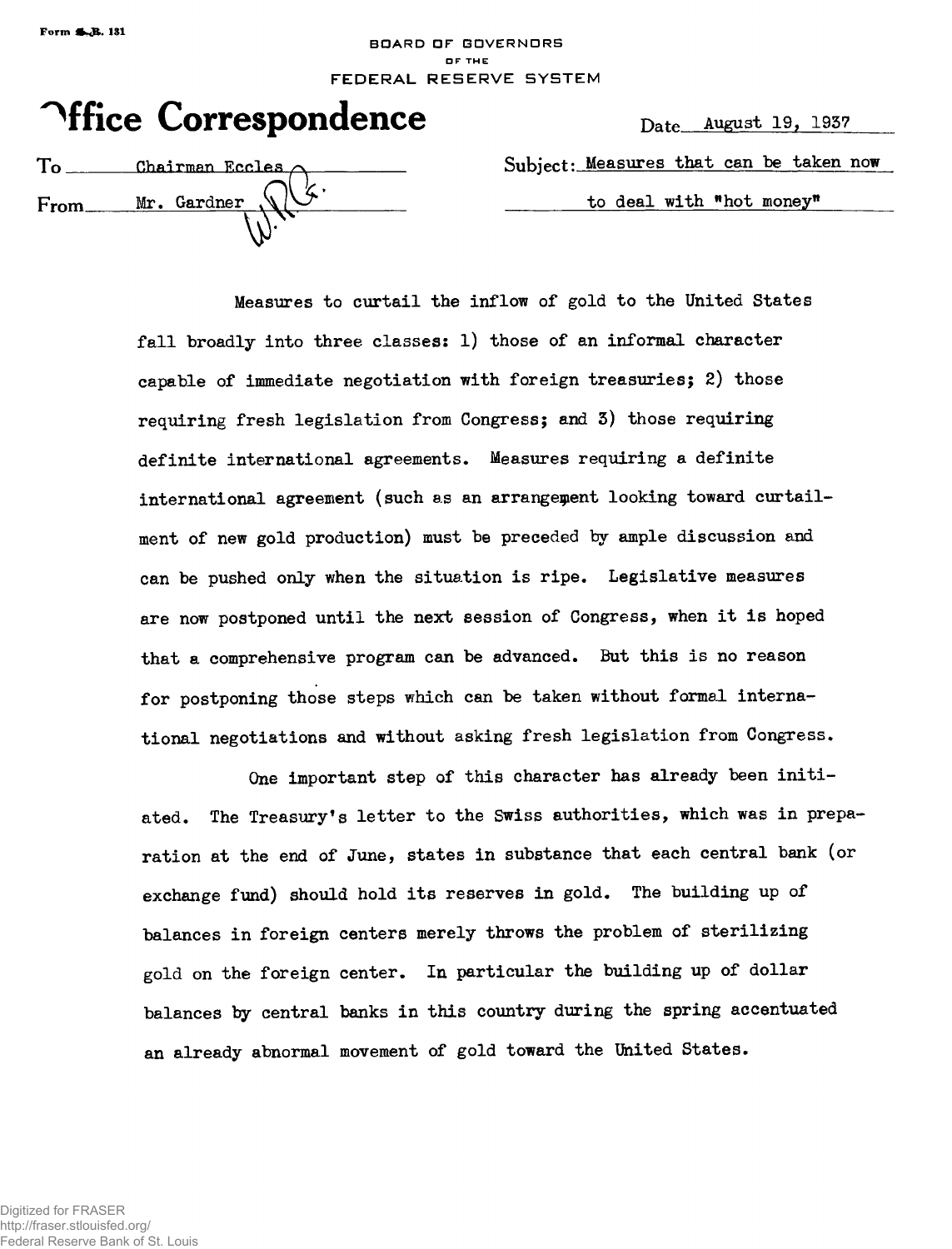BOARD OF GOVERNORS OF THE FEDERAL RESERVE SYSTEM

# Office Correspondence

Date: August 19, 1937

To: Chairman Eccles

From: Mr. Gardner

Subject: Measures that can be taken now to deal with "hot money"

Measures to curtail the inflow of gold to the United States fall broadly into three classes: 1) those of an informal character capable of immediate negotiation with foreign treasuries; 2) those requiring fresh legislation from Congress; and 3) those requiring definite international agreements. Measures requiring a definite international agreement (such as an arrangement looking toward curtailment of new gold production) must be preceded by ample discussion and can be pushed only when the situation is ripe. Legislative measures are now postponed until the next session of Congress, when it is hoped that a comprehensive program can be advanced. But this is no reason for postponing those steps which can be taken without formal international negotiations and without asking fresh legislation from Congress.

One important step of this character has already been initiated. The Treasury's letter to the Swiss authorities, which was in preparation at the end of June, states in substance that each central bank (or exchange fund) should hold its reserves in gold. The building up of balances in foreign centers merely throws the problem of sterilizing gold on the foreign center. In particular the building up of dollar balances by central banks in this country during the spring accentuated an already abnormal movement of gold toward the United States.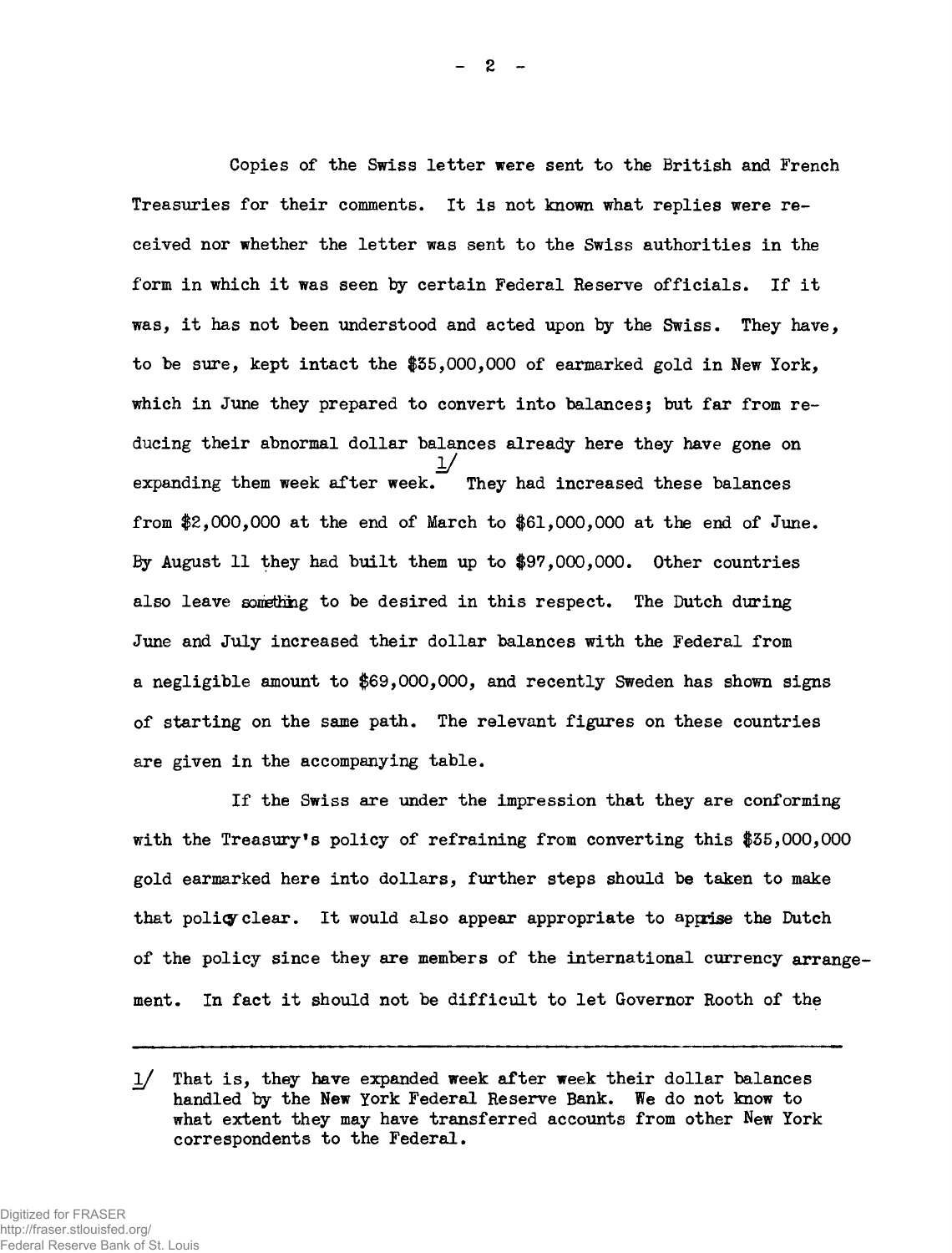Copies of the Swiss letter were sent to the British and French Treasuries for their comments. It is not known what replies were received nor whether the letter was sent to the Swiss authorities in the form in which it was seen by certain Federal Reserve officials. If it was, it has not been understood and acted upon by the Swiss. They have, to be sure, kept intact the $35,000,000 of earmarked gold in New York, which in June they prepared to convert into balances; but far from reducing their abnormal dollar balances already here they have gone on expanding them week after week.[1] They had increased these balances from $2,000,000 at the end of March to $61,000,000 at the end of June. By August 11 they had built them up to $97,000,000. Other countries also leave something to be desired in this respect. The Dutch during June and July increased their dollar balances with the Federal from a negligible amount to $69,000,000, and recently Sweden has shown signs of starting on the same path. The relevant figures on these countries are given in the accompanying table.

If the Swiss are under the impression that they are conforming with the Treasury's policy of refraining from converting this $35,000,000 gold earmarked here into dollars, further steps should be taken to make that policy clear. It would also appear appropriate to apprise the Dutch of the policy since they are members of the international currency arrangement. In fact it should not be difficult to let Governor Rooth of the

---

[1] That is, they have expanded week after week their dollar balances handled by the New York Federal Reserve Bank. We do not know to what extent they may have transferred accounts from other New York correspondents to the Federal.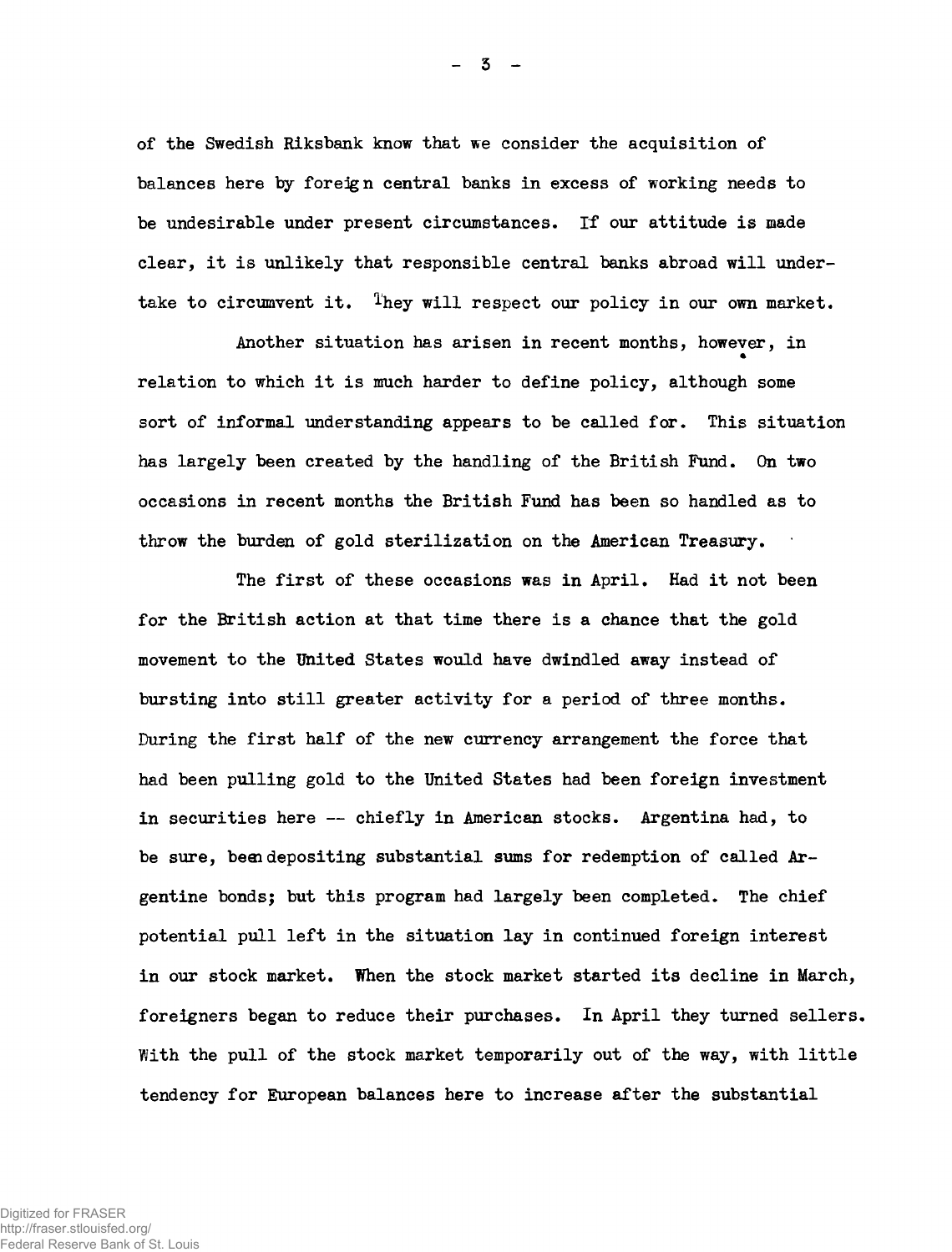of the Swedish Riksbank know that we consider the acquisition of balances here by foreign central banks in excess of working needs to be undesirable under present circumstances. If our attitude is made clear, it is unlikely that responsible central banks abroad will undertake to circumvent it. They will respect our policy in our own market.

Another situation has arisen in recent months, however, in relation to which it is much harder to define policy, although some sort of informal understanding appears to be called for. This situation has largely been created by the handling of the British Fund. On two occasions in recent months the British Fund has been so handled as to throw the burden of gold sterilization on the American Treasury.

The first of these occasions was in April. Had it not been for the British action at that time there is a chance that the gold movement to the United States would have dwindled away instead of bursting into still greater activity for a period of three months. During the first half of the new currency arrangement the force that had been pulling gold to the United States had been foreign investment in securities here -- chiefly in American stocks. Argentina had, to be sure, been depositing substantial sums for redemption of called Argentine bonds; but this program had largely been completed. The chief potential pull left in the situation lay in continued foreign interest in our stock market. When the stock market started its decline in March, foreigners began to reduce their purchases. In April they turned sellers. With the pull of the stock market temporarily out of the way, with little tendency for European balances here to increase after the substantial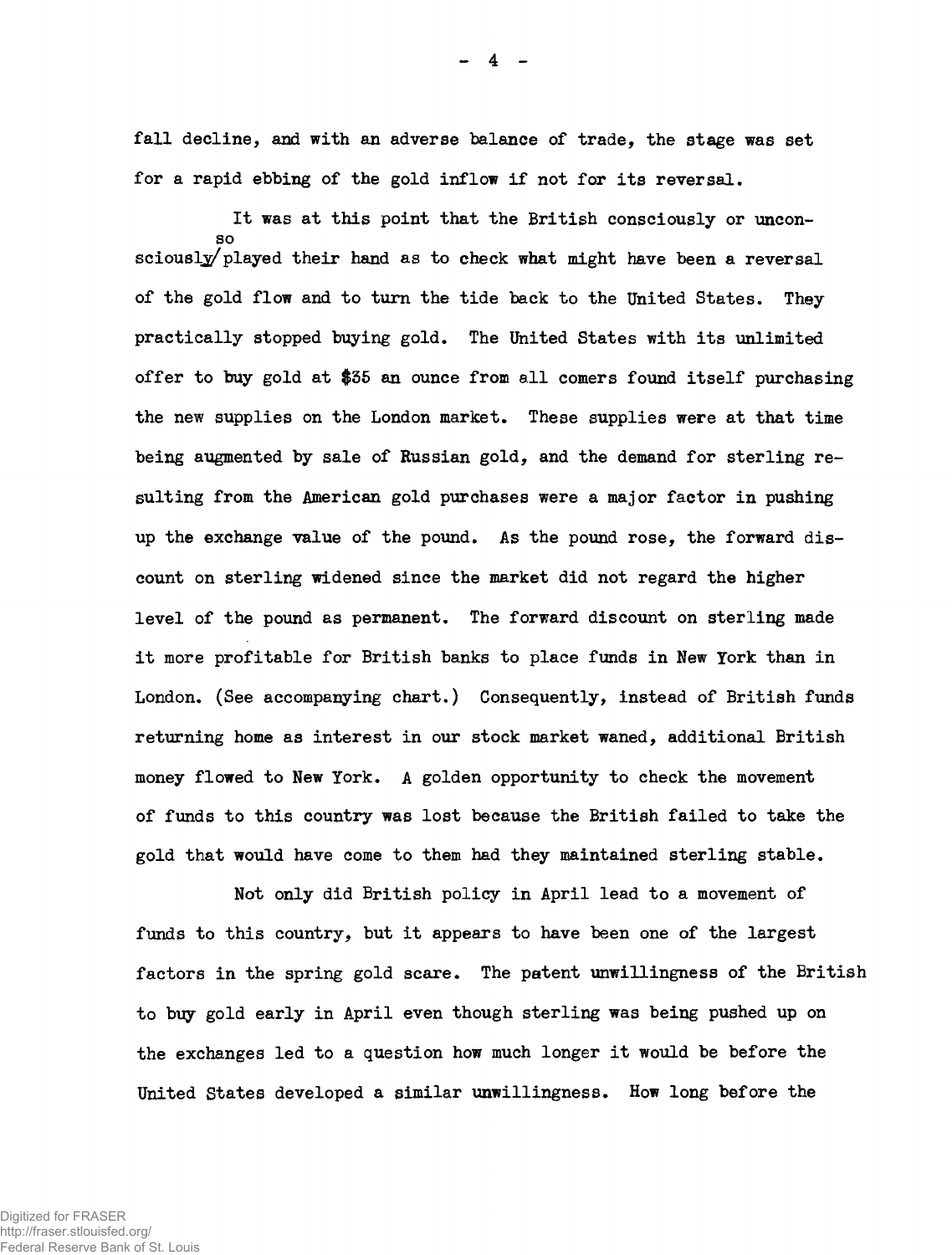fall decline, and with an adverse balance of trade, the stage was set for a rapid ebbing of the gold inflow if not for its reversal.

It was at this point that the British consciously or unconsciously so played their hand as to check what might have been a reversal of the gold flow and to turn the tide back to the United States. They practically stopped buying gold. The United States with its unlimited offer to buy gold at $35 an ounce from all comers found itself purchasing the new supplies on the London market. These supplies were at that time being augmented by sale of Russian gold, and the demand for sterling resulting from the American gold purchases were a major factor in pushing up the exchange value of the pound. As the pound rose, the forward discount on sterling widened since the market did not regard the higher level of the pound as permanent. The forward discount on sterling made it more profitable for British banks to place funds in New York than in London. (See accompanying chart.) Consequently, instead of British funds returning home as interest in our stock market waned, additional British money flowed to New York. A golden opportunity to check the movement of funds to this country was lost because the British failed to take the gold that would have come to them had they maintained sterling stable.

Not only did British policy in April lead to a movement of funds to this country, but it appears to have been one of the largest factors in the spring gold scare. The patent unwillingness of the British to buy gold early in April even though sterling was being pushed up on the exchanges led to a question how much longer it would be before the United States developed a similar unwillingness. How long before the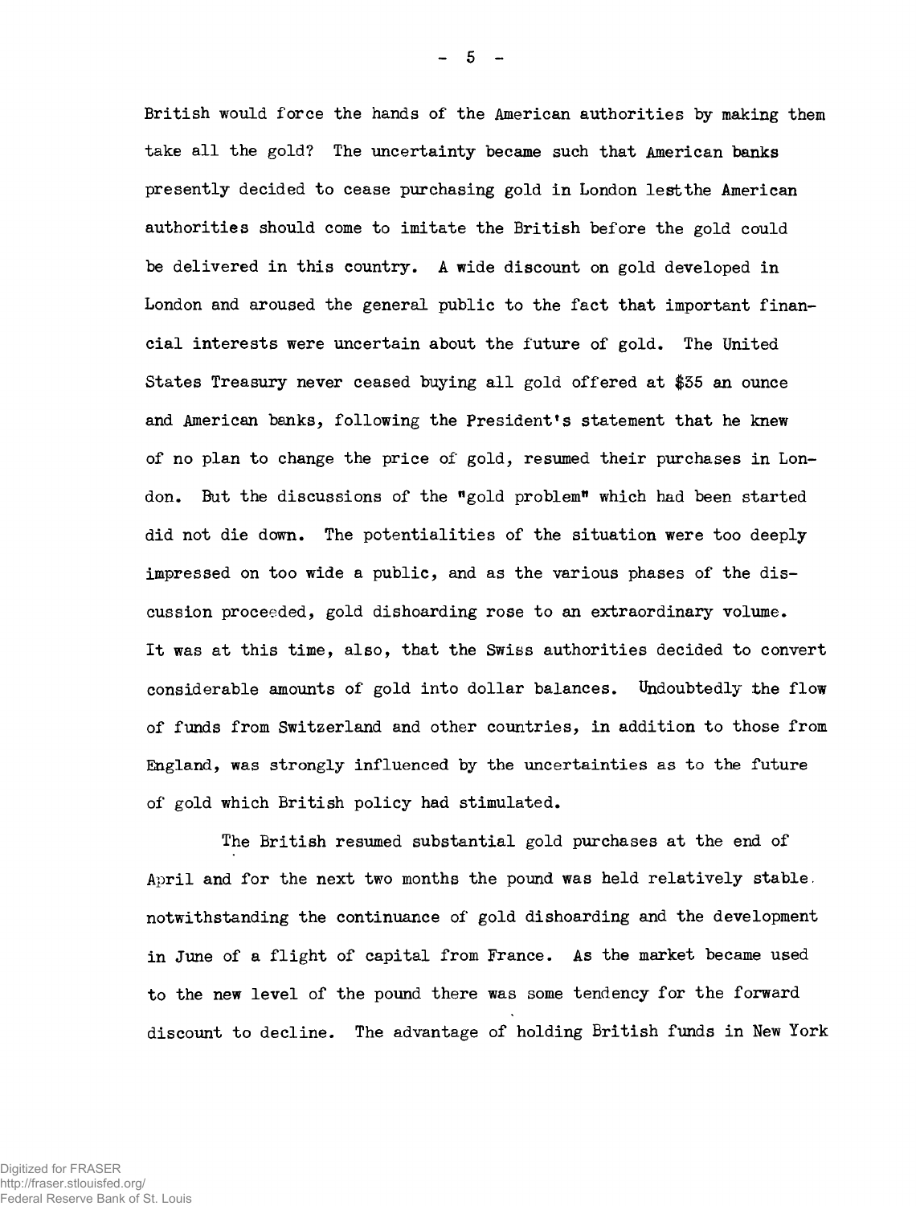British would force the hands of the American authorities by making them take all the gold? The uncertainty became such that American banks presently decided to cease purchasing gold in London lestthe American authorities should come to imitate the British before the gold could be delivered in this country. A wide discount on gold developed in London and aroused the general public to the fact that important financial interests were uncertain about the future of gold. The United States Treasury never ceased buying all gold offered at $35 an ounce and American banks, following the President's statement that he knew of no plan to change the price of gold, resumed their purchases in London. But the discussions of the "gold problem" which had been started did not die down. The potentialities of the situation were too deeply impressed on too wide a public, and as the various phases of the discussion proceeded, gold dishoarding rose to an extraordinary volume. It was at this time, also, that the Swiss authorities decided to convert considerable amounts of gold into dollar balances. Undoubtedly the flow of funds from Switzerland and other countries, in addition to those from England, was strongly influenced by the uncertainties as to the future of gold which British policy had stimulated.

The British resumed substantial gold purchases at the end of April and for the next two months the pound was held relatively stable notwithstanding the continuance of gold dishoarding and the development in June of a flight of capital from France. As the market became used to the new level of the pound there was some tendency for the forward discount to decline. The advantage of holding British funds in New York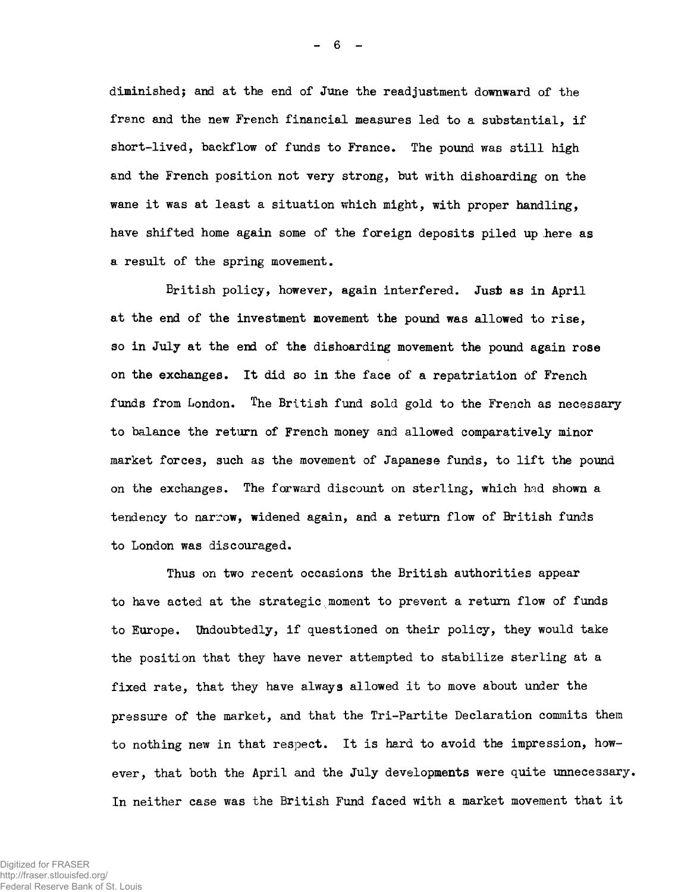diminished; and at the end of June the readjustment downward of the franc and the new French financial measures led to a substantial, if short-lived, backflow of funds to France. The pound was still high and the French position not very strong, but with dishoarding on the wane it was at least a situation which might, with proper handling, have shifted home again some of the foreign deposits piled up here as a result of the spring movement.

British policy, however, again interfered. Just as in April at the end of the investment movement the pound was allowed to rise, so in July at the end of the dishoarding movement the pound again rose on the exchanges. It did so in the face of a repatriation of French funds from London. The British fund sold gold to the French as necessary to balance the return of French money and allowed comparatively minor market forces, such as the movement of Japanese funds, to lift the pound on the exchanges. The forward discount on sterling, which had shown a tendency to narrow, widened again, and a return flow of British funds to London was discouraged.

Thus on two recent occasions the British authorities appear to have acted at the strategic moment to prevent a return flow of funds to Europe. Undoubtedly, if questioned on their policy, they would take the position that they have never attempted to stabilize sterling at a fixed rate, that they have always allowed it to move about under the pressure of the market, and that the Tri-Partite Declaration commits them to nothing new in that respect. It is hard to avoid the impression, however, that both the April and the July developments were quite unnecessary. In neither case was the British Fund faced with a market movement that it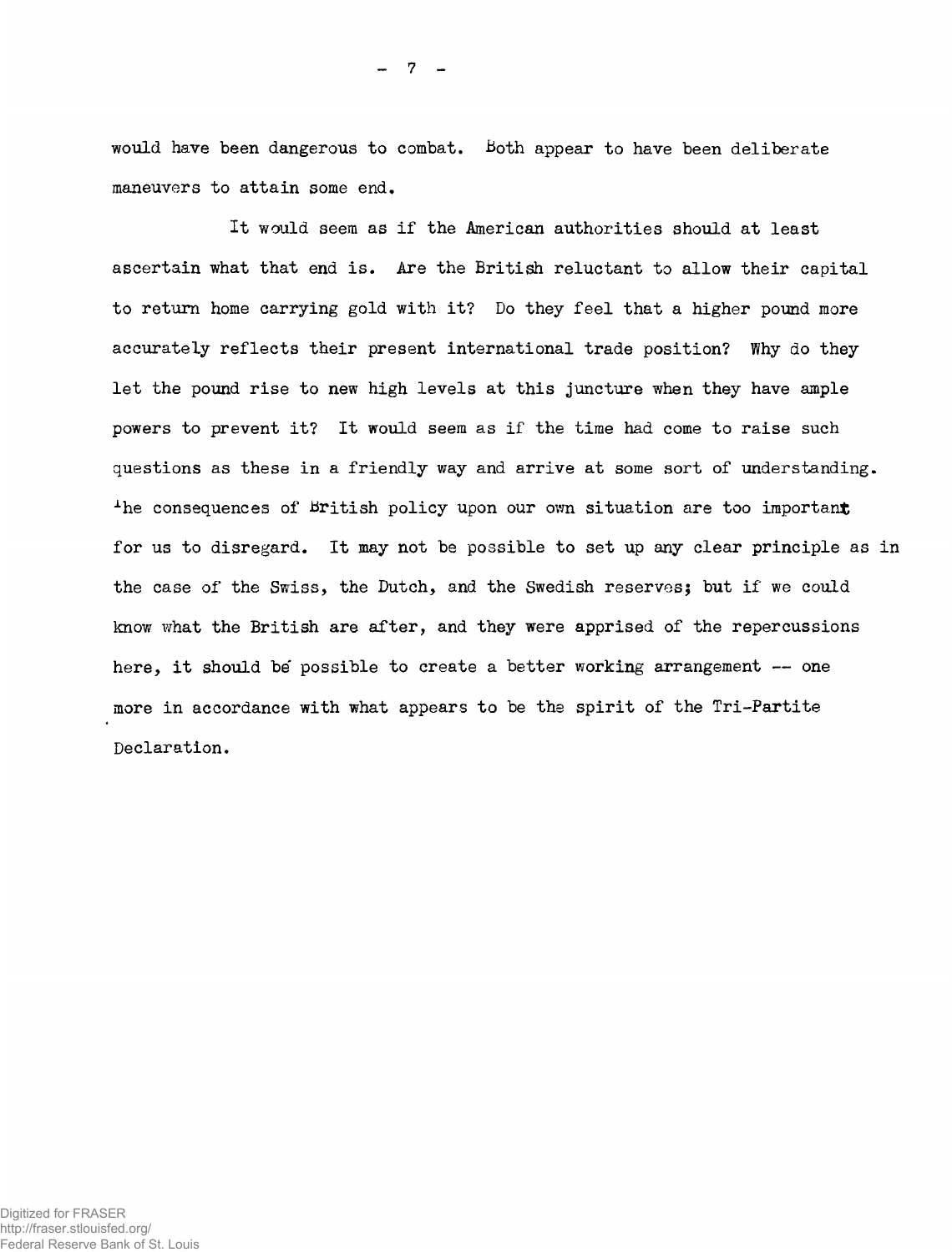would have been dangerous to combat. Both appear to have been deliberate maneuvers to attain some end.

It would seem as if the American authorities should at least ascertain what that end is. Are the British reluctant to allow their capital to return home carrying gold with it? Do they feel that a higher pound more accurately reflects their present international trade position? Why do they let the pound rise to new high levels at this juncture when they have ample powers to prevent it? It would seem as if the time had come to raise such questions as these in a friendly way and arrive at some sort of understanding. The consequences of British policy upon our own situation are too important for us to disregard. It may not be possible to set up any clear principle as in the case of the Swiss, the Dutch, and the Swedish reserves; but if we could know what the British are after, and they were apprised of the repercussions here, it should be possible to create a better working arrangement -- one more in accordance with what appears to be the spirit of the Tri-Partite Declaration.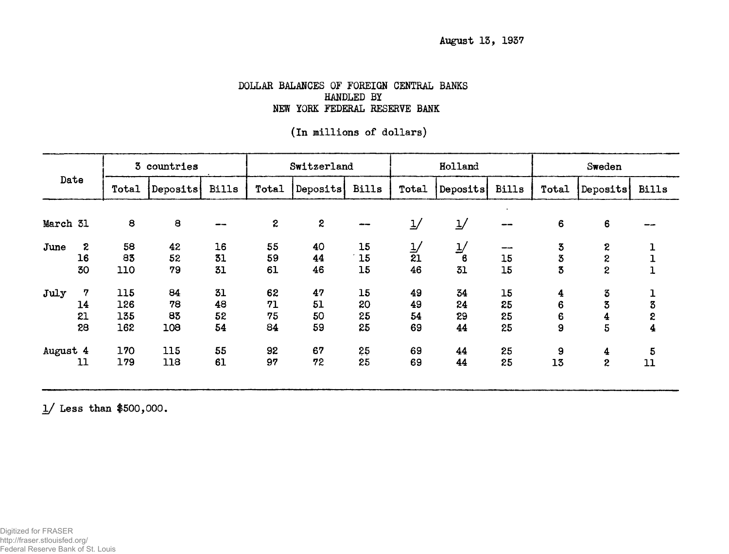August 13, 1937

# DOLLAR BALANCES OF FOREIGN CENTRAL BANKS
# HANDLED BY
# NEW YORK FEDERAL RESERVE BANK

(In millions of dollars)

| Date | 3 countries | | | Switzerland | | | Holland | | | Sweden | | |
|---|---|---|---|---|---|---|---|---|---|---|---|---|
| | Total | Deposits | Bills | Total | Deposits | Bills | Total | Deposits | Bills | Total | Deposits | Bills |
| March 31 | 8 | 8 | -- | 2 | 2 | -- | 1/ | 1/ | -- | 6 | 6 | -- |
| June 2 | 58 | 42 | 16 | 55 | 40 | 15 | 1/ | 1/ | -- | 3 | 2 | 1 |
| 16 | 83 | 52 | 31 | 59 | 44 | 15 | 21 | 6 | 15 | 3 | 2 | 1 |
| 30 | 110 | 79 | 31 | 61 | 46 | 15 | 46 | 31 | 15 | 3 | 2 | 1 |
| July 7 | 115 | 84 | 31 | 62 | 47 | 15 | 49 | 34 | 15 | 4 | 3 | 1 |
| 14 | 126 | 78 | 48 | 71 | 51 | 20 | 49 | 24 | 25 | 6 | 3 | 3 |
| 21 | 135 | 83 | 52 | 75 | 50 | 25 | 54 | 29 | 25 | 6 | 4 | 2 |
| 28 | 162 | 108 | 54 | 84 | 59 | 25 | 69 | 44 | 25 | 9 | 5 | 4 |
| August 4 | 170 | 115 | 55 | 92 | 67 | 25 | 69 | 44 | 25 | 9 | 4 | 5 |
| 11 | 179 | 118 | 61 | 97 | 72 | 25 | 69 | 44 | 25 | 13 | 2 | 11 |

1/ Less than $500,000.